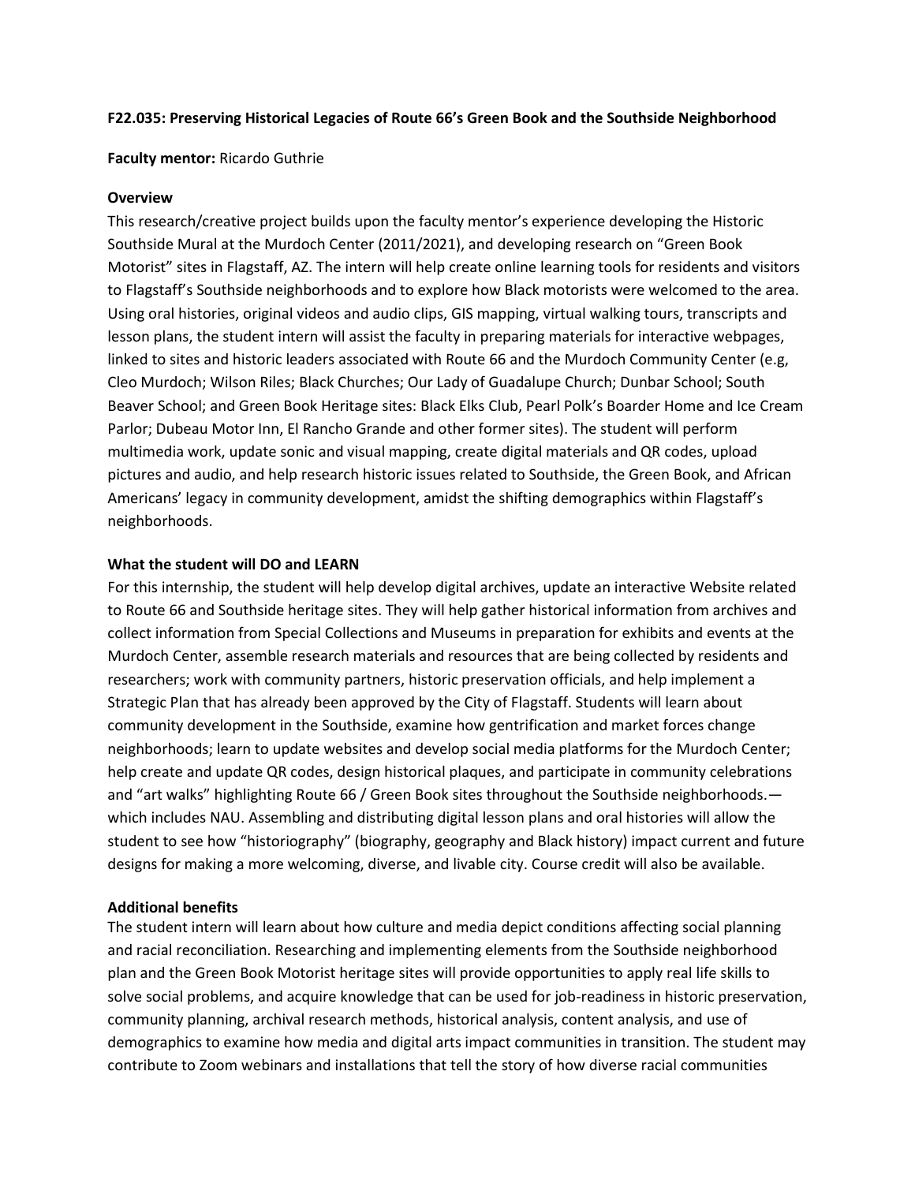**F22.035: Preserving Historical Legacies of Route 66's Green Book and the Southside Neighborhood**

**Faculty mentor:** Ricardo Guthrie

**Overview**

This research/creative project builds upon the faculty mentor's experience developing the Historic Southside Mural at the Murdoch Center (2011/2021), and developing research on "Green Book Motorist" sites in Flagstaff, AZ. The intern will help create online learning tools for residents and visitors to Flagstaff's Southside neighborhoods and to explore how Black motorists were welcomed to the area. Using oral histories, original videos and audio clips, GIS mapping, virtual walking tours, transcripts and lesson plans, the student intern will assist the faculty in preparing materials for interactive webpages, linked to sites and historic leaders associated with Route 66 and the Murdoch Community Center (e.g, Cleo Murdoch; Wilson Riles; Black Churches; Our Lady of Guadalupe Church; Dunbar School; South Beaver School; and Green Book Heritage sites: Black Elks Club, Pearl Polk's Boarder Home and Ice Cream Parlor; Dubeau Motor Inn, El Rancho Grande and other former sites). The student will perform multimedia work, update sonic and visual mapping, create digital materials and QR codes, upload pictures and audio, and help research historic issues related to Southside, the Green Book, and African Americans' legacy in community development, amidst the shifting demographics within Flagstaff's neighborhoods.

**What the student will DO and LEARN**

For this internship, the student will help develop digital archives, update an interactive Website related to Route 66 and Southside heritage sites. They will help gather historical information from archives and collect information from Special Collections and Museums in preparation for exhibits and events at the Murdoch Center, assemble research materials and resources that are being collected by residents and researchers; work with community partners, historic preservation officials, and help implement a Strategic Plan that has already been approved by the City of Flagstaff. Students will learn about community development in the Southside, examine how gentrification and market forces change neighborhoods; learn to update websites and develop social media platforms for the Murdoch Center; help create and update QR codes, design historical plaques, and participate in community celebrations and "art walks" highlighting Route 66 / Green Book sites throughout the Southside neighborhoods.— which includes NAU. Assembling and distributing digital lesson plans and oral histories will allow the student to see how "historiography" (biography, geography and Black history) impact current and future designs for making a more welcoming, diverse, and livable city. Course credit will also be available.

**Additional benefits**

The student intern will learn about how culture and media depict conditions affecting social planning and racial reconciliation. Researching and implementing elements from the Southside neighborhood plan and the Green Book Motorist heritage sites will provide opportunities to apply real life skills to solve social problems, and acquire knowledge that can be used for job-readiness in historic preservation, community planning, archival research methods, historical analysis, content analysis, and use of demographics to examine how media and digital arts impact communities in transition. The student may contribute to Zoom webinars and installations that tell the story of how diverse racial communities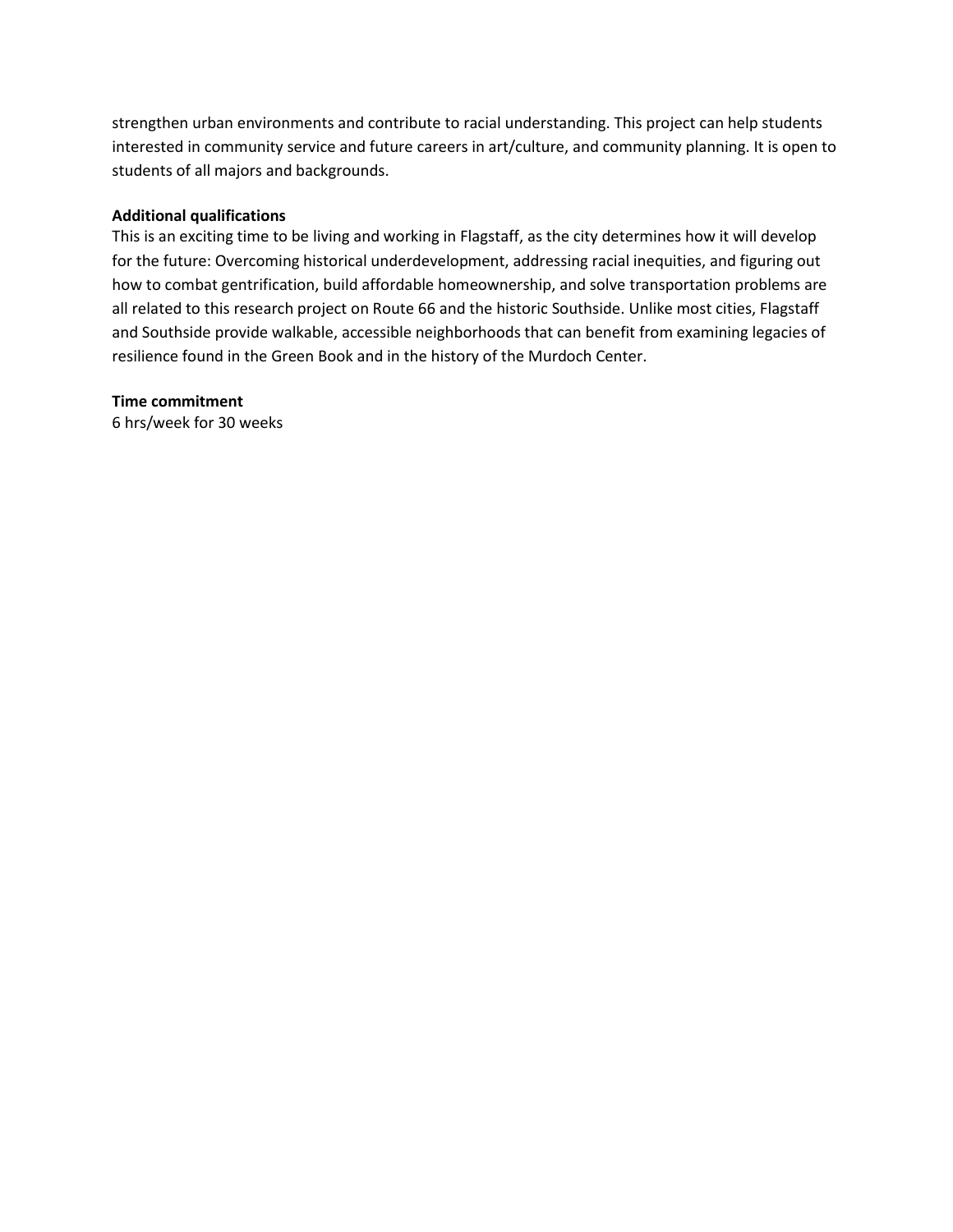strengthen urban environments and contribute to racial understanding. This project can help students interested in community service and future careers in art/culture, and community planning. It is open to students of all majors and backgrounds.

**Additional qualifications**

This is an exciting time to be living and working in Flagstaff, as the city determines how it will develop for the future: Overcoming historical underdevelopment, addressing racial inequities, and figuring out how to combat gentrification, build affordable homeownership, and solve transportation problems are all related to this research project on Route 66 and the historic Southside. Unlike most cities, Flagstaff and Southside provide walkable, accessible neighborhoods that can benefit from examining legacies of resilience found in the Green Book and in the history of the Murdoch Center.

**Time commitment**

6 hrs/week for 30 weeks